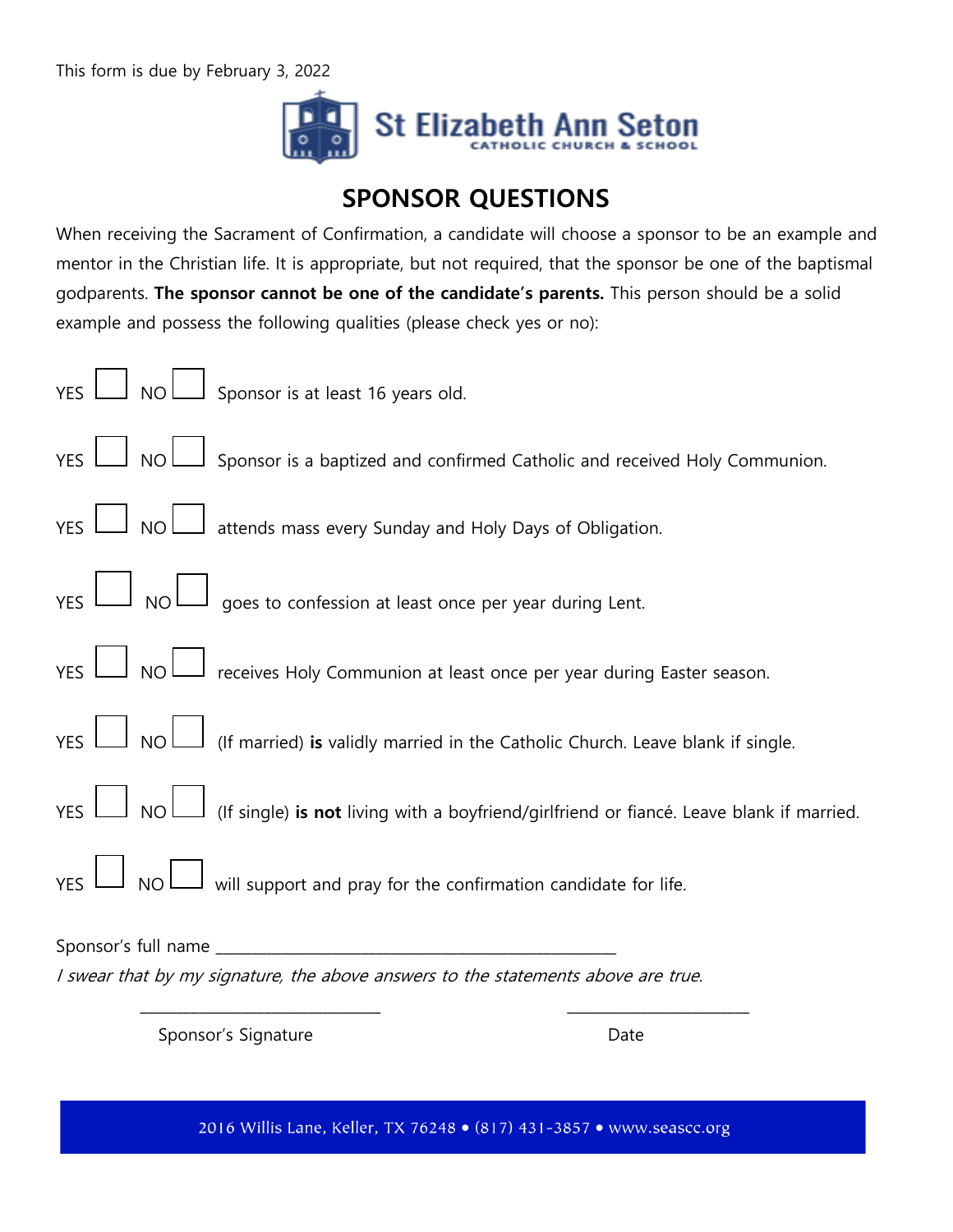This form is due by February 3, 2022

St Elizabeth Ann Seton
CATHOLIC CHURCH & SCHOOL

# SPONSOR QUESTIONS

When receiving the Sacrament of Confirmation, a candidate will choose a sponsor to be an example and mentor in the Christian life. It is appropriate, but not required, that the sponsor be one of the baptismal godparents. **The sponsor cannot be one of the candidate's parents.** This person should be a solid example and possess the following qualities (please check yes or no):

YES ☐ NO ☐ Sponsor is at least 16 years old.

YES ☐ NO ☐ Sponsor is a baptized and confirmed Catholic and received Holy Communion.

YES ☐ NO ☐ attends mass every Sunday and Holy Days of Obligation.

YES ☐ NO ☐ goes to confession at least once per year during Lent.

YES ☐ NO ☐ receives Holy Communion at least once per year during Easter season.

YES ☐ NO ☐ (If married) **is** validly married in the Catholic Church. Leave blank if single.

YES ☐ NO ☐ (If single) **is not** living with a boyfriend/girlfriend or fiancé. Leave blank if married.

YES ☐ NO ☐ will support and pray for the confirmation candidate for life.

Sponsor's full name ____________________________________________

*I swear that by my signature, the above answers to the statements above are true.*

____________________________ ______________________

Sponsor's Signature Date

2016 Willis Lane, Keller, TX 76248 • (817) 431-3857 • www.seascc.org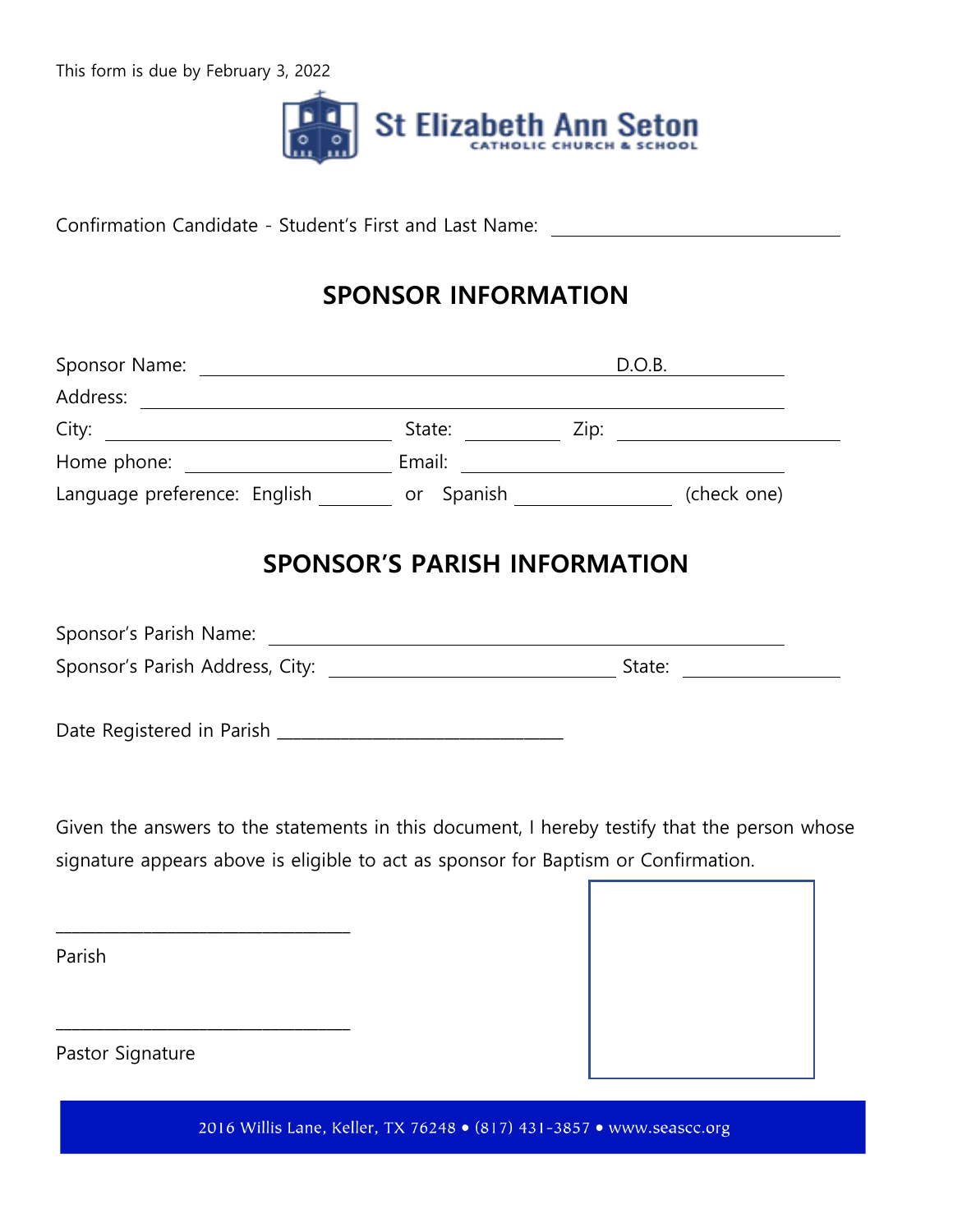This form is due by February 3, 2022

St Elizabeth Ann Seton
CATHOLIC CHURCH & SCHOOL

Confirmation Candidate - Student's First and Last Name: ______________________________

## SPONSOR INFORMATION

Sponsor Name: ________________________________________ D.O.B. ____________

Address: ________________________________________________________

City: ____________________________ State: __________ Zip: ____________________

Home phone: ____________________ Email: ________________________________

Language preference: English ________ or Spanish ______________ (check one)

## SPONSOR'S PARISH INFORMATION

Sponsor's Parish Name: ____________________________________________________

Sponsor's Parish Address, City: ______________________________ State: ______________

Date Registered in Parish ________________________________

Given the answers to the statements in this document, I hereby testify that the person whose signature appears above is eligible to act as sponsor for Baptism or Confirmation.

________________________________

Parish

________________________________

Pastor Signature

2016 Willis Lane, Keller, TX 76248 • (817) 431-3857 • www.seascc.org